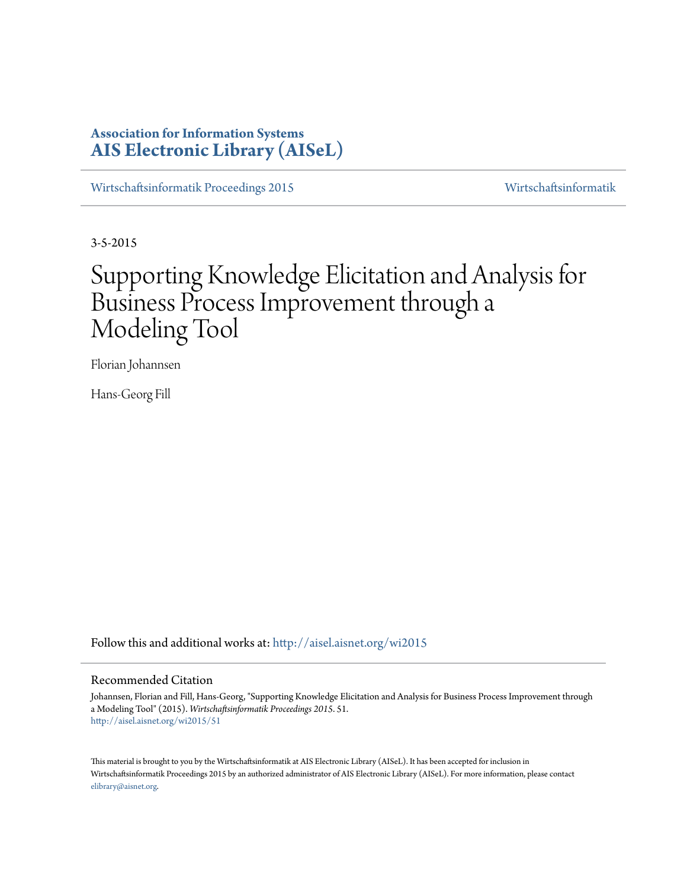**Association for Information Systems**
**AIS Electronic Library (AISeL)**

Wirtschaftsinformatik Proceedings 2015 | Wirtschaftsinformatik

3-5-2015

# Supporting Knowledge Elicitation and Analysis for Business Process Improvement through a Modeling Tool

Florian Johannsen

Hans-Georg Fill

Follow this and additional works at: http://aisel.aisnet.org/wi2015

## Recommended Citation

Johannsen, Florian and Fill, Hans-Georg, "Supporting Knowledge Elicitation and Analysis for Business Process Improvement through a Modeling Tool" (2015). *Wirtschaftsinformatik Proceedings 2015*. 51.
http://aisel.aisnet.org/wi2015/51

This material is brought to you by the Wirtschaftsinformatik at AIS Electronic Library (AISeL). It has been accepted for inclusion in Wirtschaftsinformatik Proceedings 2015 by an authorized administrator of AIS Electronic Library (AISeL). For more information, please contact elibrary@aisnet.org.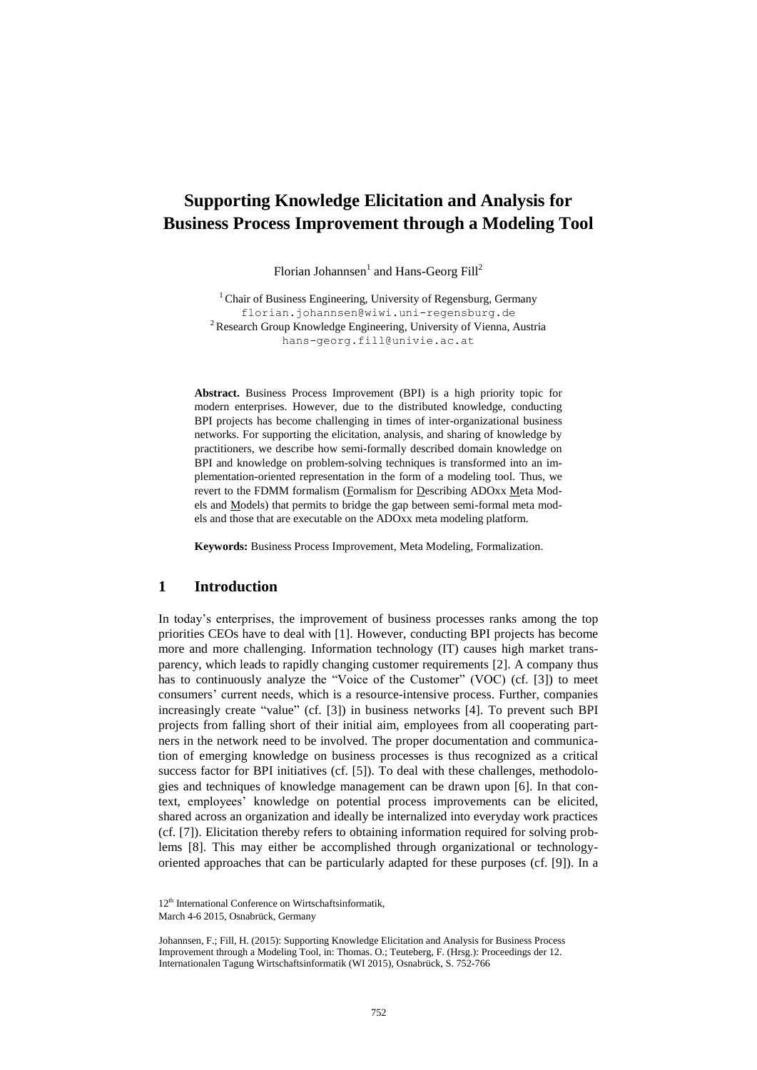# Supporting Knowledge Elicitation and Analysis for Business Process Improvement through a Modeling Tool

Florian Johannsen[1] and Hans-Georg Fill[2]

[1] Chair of Business Engineering, University of Regensburg, Germany
florian.johannsen@wiwi.uni-regensburg.de
[2] Research Group Knowledge Engineering, University of Vienna, Austria
hans-georg.fill@univie.ac.at

**Abstract.** Business Process Improvement (BPI) is a high priority topic for modern enterprises. However, due to the distributed knowledge, conducting BPI projects has become challenging in times of inter-organizational business networks. For supporting the elicitation, analysis, and sharing of knowledge by practitioners, we describe how semi-formally described domain knowledge on BPI and knowledge on problem-solving techniques is transformed into an implementation-oriented representation in the form of a modeling tool. Thus, we revert to the FDMM formalism (Formalism for Describing ADOxx Meta Models and Models) that permits to bridge the gap between semi-formal meta models and those that are executable on the ADOxx meta modeling platform.

**Keywords:** Business Process Improvement, Meta Modeling, Formalization.

## 1 Introduction

In today's enterprises, the improvement of business processes ranks among the top priorities CEOs have to deal with [1]. However, conducting BPI projects has become more and more challenging. Information technology (IT) causes high market transparency, which leads to rapidly changing customer requirements [2]. A company thus has to continuously analyze the "Voice of the Customer" (VOC) (cf. [3]) to meet consumers' current needs, which is a resource-intensive process. Further, companies increasingly create "value" (cf. [3]) in business networks [4]. To prevent such BPI projects from falling short of their initial aim, employees from all cooperating partners in the network need to be involved. The proper documentation and communication of emerging knowledge on business processes is thus recognized as a critical success factor for BPI initiatives (cf. [5]). To deal with these challenges, methodologies and techniques of knowledge management can be drawn upon [6]. In that context, employees' knowledge on potential process improvements can be elicited, shared across an organization and ideally be internalized into everyday work practices (cf. [7]). Elicitation thereby refers to obtaining information required for solving problems [8]. This may either be accomplished through organizational or technology-oriented approaches that can be particularly adapted for these purposes (cf. [9]). In a

12th International Conference on Wirtschaftsinformatik,
March 4-6 2015, Osnabrück, Germany

Johannsen, F.; Fill, H. (2015): Supporting Knowledge Elicitation and Analysis for Business Process Improvement through a Modeling Tool, in: Thomas. O.; Teuteberg, F. (Hrsg.): Proceedings der 12. Internationalen Tagung Wirtschaftsinformatik (WI 2015), Osnabrück, S. 752-766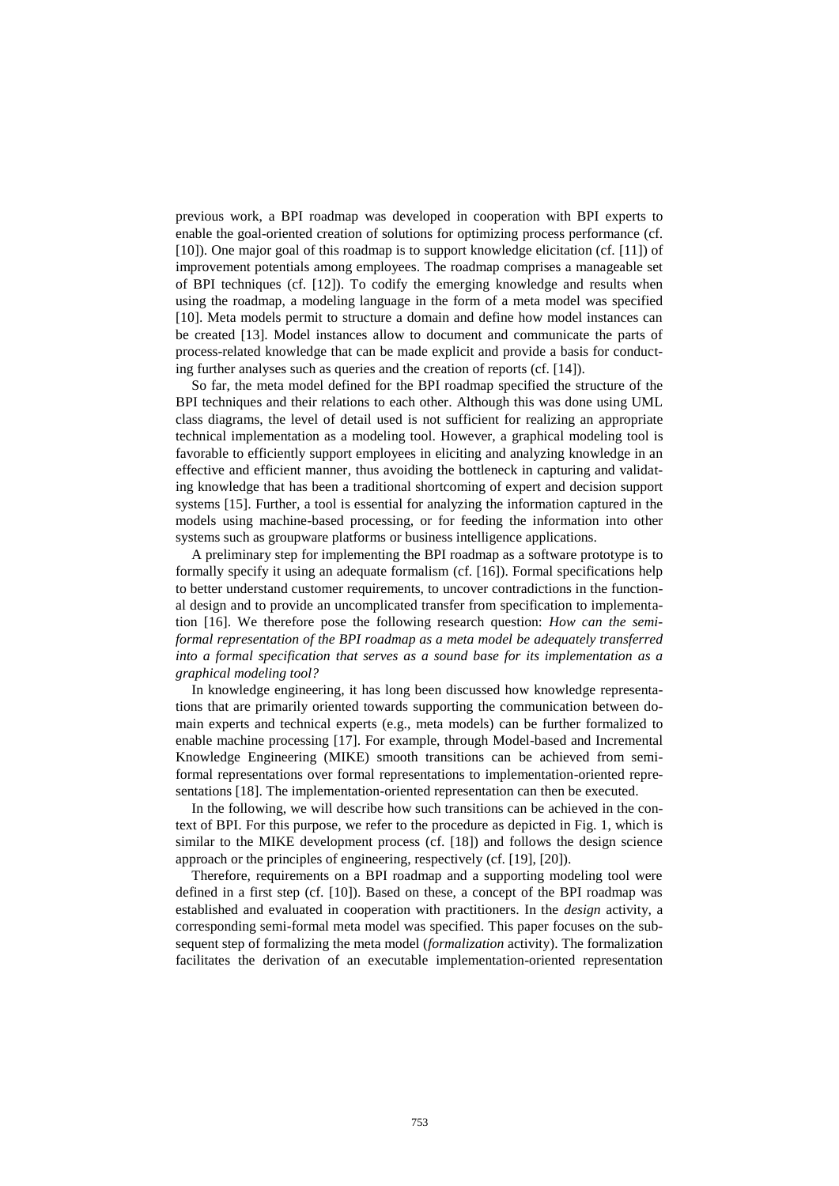previous work, a BPI roadmap was developed in cooperation with BPI experts to enable the goal-oriented creation of solutions for optimizing process performance (cf. [10]). One major goal of this roadmap is to support knowledge elicitation (cf. [11]) of improvement potentials among employees. The roadmap comprises a manageable set of BPI techniques (cf. [12]). To codify the emerging knowledge and results when using the roadmap, a modeling language in the form of a meta model was specified [10]. Meta models permit to structure a domain and define how model instances can be created [13]. Model instances allow to document and communicate the parts of process-related knowledge that can be made explicit and provide a basis for conducting further analyses such as queries and the creation of reports (cf. [14]).

So far, the meta model defined for the BPI roadmap specified the structure of the BPI techniques and their relations to each other. Although this was done using UML class diagrams, the level of detail used is not sufficient for realizing an appropriate technical implementation as a modeling tool. However, a graphical modeling tool is favorable to efficiently support employees in eliciting and analyzing knowledge in an effective and efficient manner, thus avoiding the bottleneck in capturing and validating knowledge that has been a traditional shortcoming of expert and decision support systems [15]. Further, a tool is essential for analyzing the information captured in the models using machine-based processing, or for feeding the information into other systems such as groupware platforms or business intelligence applications.

A preliminary step for implementing the BPI roadmap as a software prototype is to formally specify it using an adequate formalism (cf. [16]). Formal specifications help to better understand customer requirements, to uncover contradictions in the functional design and to provide an uncomplicated transfer from specification to implementation [16]. We therefore pose the following research question: *How can the semi-formal representation of the BPI roadmap as a meta model be adequately transferred into a formal specification that serves as a sound base for its implementation as a graphical modeling tool?*

In knowledge engineering, it has long been discussed how knowledge representations that are primarily oriented towards supporting the communication between domain experts and technical experts (e.g., meta models) can be further formalized to enable machine processing [17]. For example, through Model-based and Incremental Knowledge Engineering (MIKE) smooth transitions can be achieved from semi-formal representations over formal representations to implementation-oriented representations [18]. The implementation-oriented representation can then be executed.

In the following, we will describe how such transitions can be achieved in the context of BPI. For this purpose, we refer to the procedure as depicted in Fig. 1, which is similar to the MIKE development process (cf. [18]) and follows the design science approach or the principles of engineering, respectively (cf. [19], [20]).

Therefore, requirements on a BPI roadmap and a supporting modeling tool were defined in a first step (cf. [10]). Based on these, a concept of the BPI roadmap was established and evaluated in cooperation with practitioners. In the *design* activity, a corresponding semi-formal meta model was specified. This paper focuses on the subsequent step of formalizing the meta model (*formalization* activity). The formalization facilitates the derivation of an executable implementation-oriented representation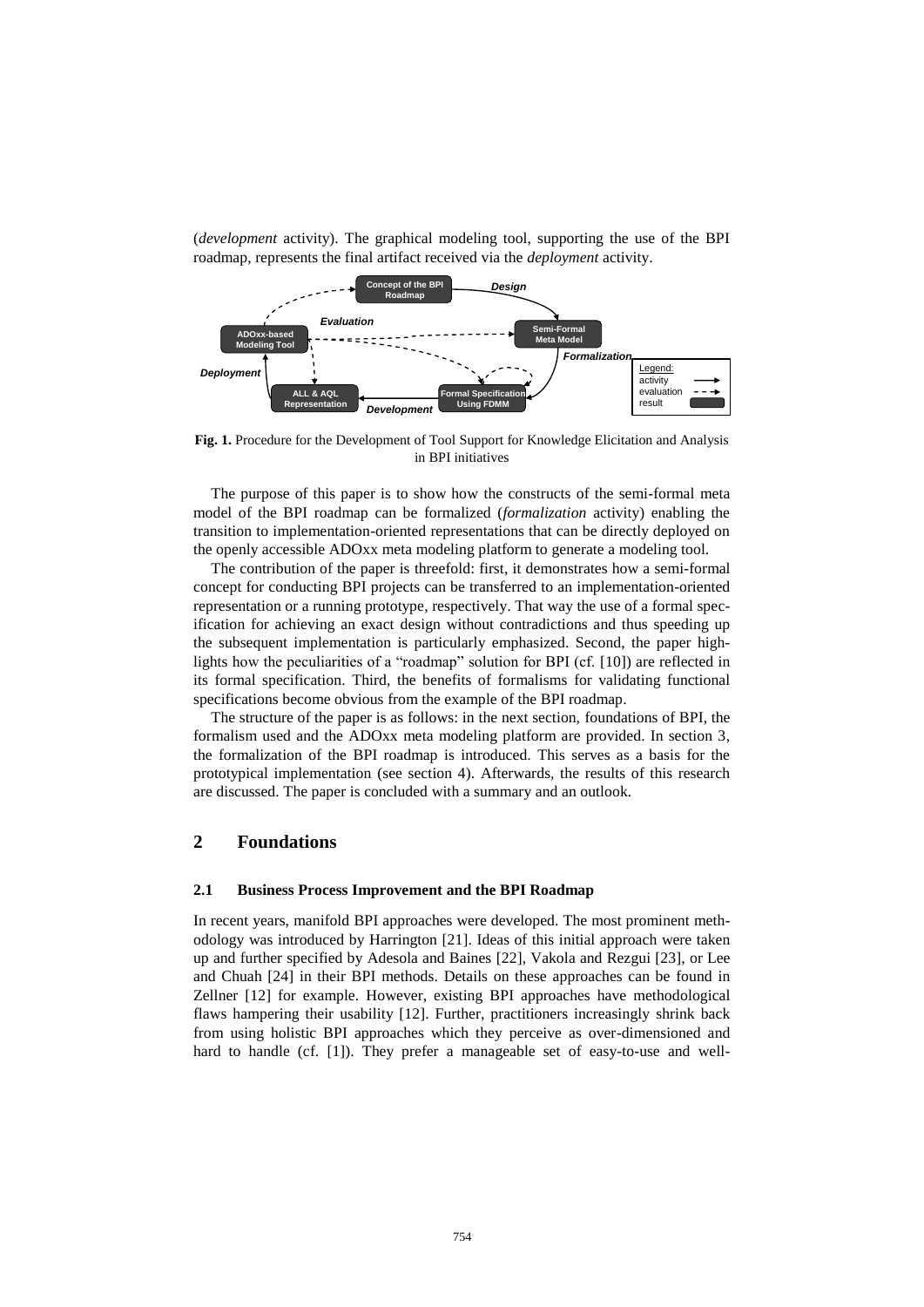(*development* activity). The graphical modeling tool, supporting the use of the BPI roadmap, represents the final artifact received via the *deployment* activity.

**Fig. 1.** Procedure for the Development of Tool Support for Knowledge Elicitation and Analysis in BPI initiatives

The purpose of this paper is to show how the constructs of the semi-formal meta model of the BPI roadmap can be formalized (*formalization* activity) enabling the transition to implementation-oriented representations that can be directly deployed on the openly accessible ADOxx meta modeling platform to generate a modeling tool.

The contribution of the paper is threefold: first, it demonstrates how a semi-formal concept for conducting BPI projects can be transferred to an implementation-oriented representation or a running prototype, respectively. That way the use of a formal specification for achieving an exact design without contradictions and thus speeding up the subsequent implementation is particularly emphasized. Second, the paper highlights how the peculiarities of a "roadmap" solution for BPI (cf. [10]) are reflected in its formal specification. Third, the benefits of formalisms for validating functional specifications become obvious from the example of the BPI roadmap.

The structure of the paper is as follows: in the next section, foundations of BPI, the formalism used and the ADOxx meta modeling platform are provided. In section 3, the formalization of the BPI roadmap is introduced. This serves as a basis for the prototypical implementation (see section 4). Afterwards, the results of this research are discussed. The paper is concluded with a summary and an outlook.

## 2 Foundations

### 2.1 Business Process Improvement and the BPI Roadmap

In recent years, manifold BPI approaches were developed. The most prominent methodology was introduced by Harrington [21]. Ideas of this initial approach were taken up and further specified by Adesola and Baines [22], Vakola and Rezgui [23], or Lee and Chuah [24] in their BPI methods. Details on these approaches can be found in Zellner [12] for example. However, existing BPI approaches have methodological flaws hampering their usability [12]. Further, practitioners increasingly shrink back from using holistic BPI approaches which they perceive as over-dimensioned and hard to handle (cf. [1]). They prefer a manageable set of easy-to-use and well-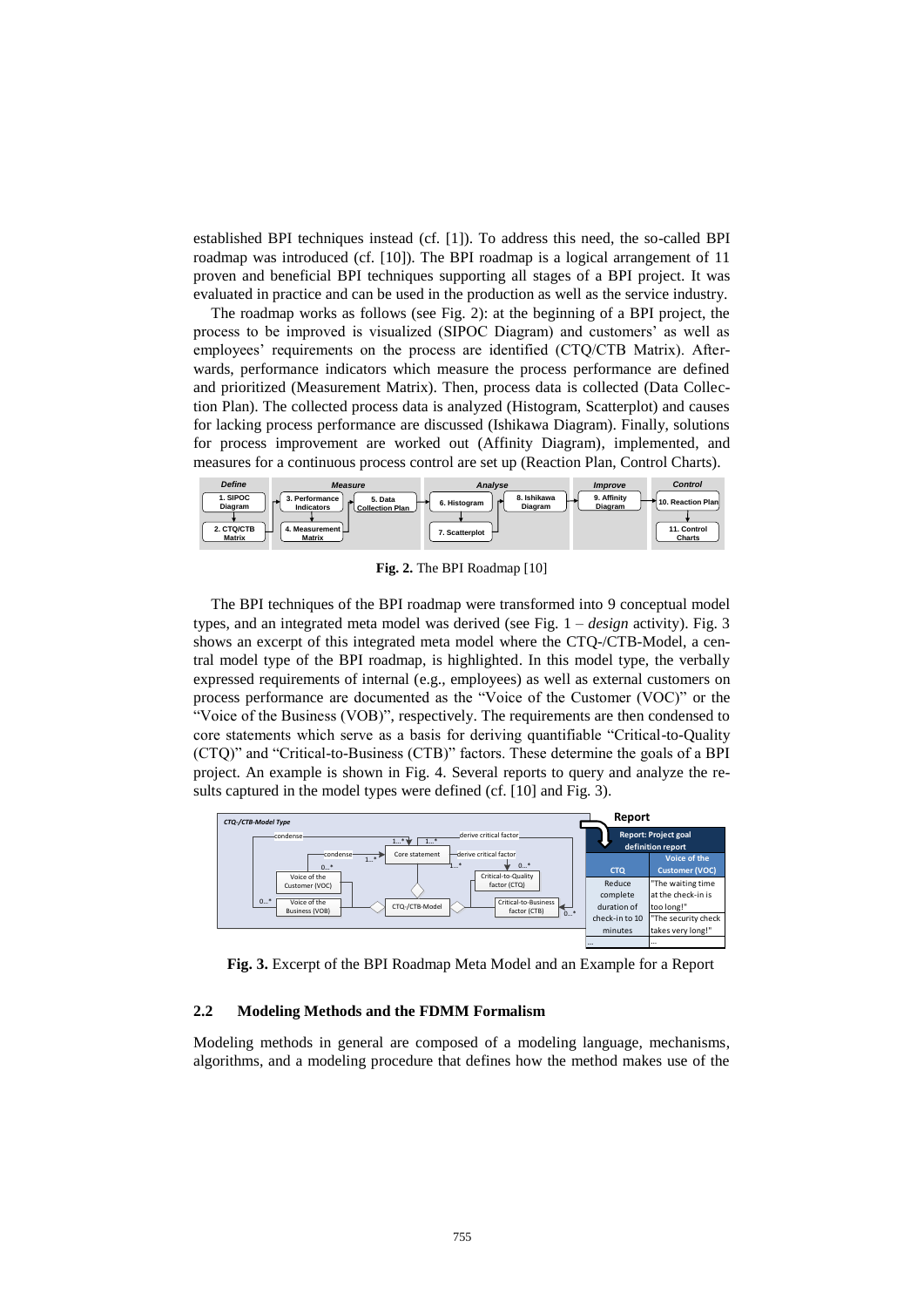established BPI techniques instead (cf. [1]). To address this need, the so-called BPI roadmap was introduced (cf. [10]). The BPI roadmap is a logical arrangement of 11 proven and beneficial BPI techniques supporting all stages of a BPI project. It was evaluated in practice and can be used in the production as well as the service industry.

The roadmap works as follows (see Fig. 2): at the beginning of a BPI project, the process to be improved is visualized (SIPOC Diagram) and customers' as well as employees' requirements on the process are identified (CTQ/CTB Matrix). Afterwards, performance indicators which measure the process performance are defined and prioritized (Measurement Matrix). Then, process data is collected (Data Collection Plan). The collected process data is analyzed (Histogram, Scatterplot) and causes for lacking process performance are discussed (Ishikawa Diagram). Finally, solutions for process improvement are worked out (Affinity Diagram), implemented, and measures for a continuous process control are set up (Reaction Plan, Control Charts).

| Define | Measure | | Analyse | | Improve | Control |
|---|---|---|---|---|---|---|
| 1. SIPOC Diagram | 3. Performance Indicators | 5. Data Collection Plan | 6. Histogram | 8. Ishikawa Diagram | 9. Affinity Diagram | 10. Reaction Plan |
| 2. CTQ/CTB Matrix | 4. Measurement Matrix | | 7. Scatterplot | | | 11. Control Charts |

**Fig. 2.** The BPI Roadmap [10]

The BPI techniques of the BPI roadmap were transformed into 9 conceptual model types, and an integrated meta model was derived (see Fig. 1 – *design* activity). Fig. 3 shows an excerpt of this integrated meta model where the CTQ-/CTB-Model, a central model type of the BPI roadmap, is highlighted. In this model type, the verbally expressed requirements of internal (e.g., employees) as well as external customers on process performance are documented as the "Voice of the Customer (VOC)" or the "Voice of the Business (VOB)", respectively. The requirements are then condensed to core statements which serve as a basis for deriving quantifiable "Critical-to-Quality (CTQ)" and "Critical-to-Business (CTB)" factors. These determine the goals of a BPI project. An example is shown in Fig. 4. Several reports to query and analyze the results captured in the model types were defined (cf. [10] and Fig. 3).

CTQ-/CTB-Model Type: Voice of the Customer (VOC), Voice of the Business (VOB), Core statement, Critical-to-Quality factor (CTQ), Critical-to-Business factor (CTB), CTQ-/CTB-Model; relations: condense, derive critical factor.

Report

| Report: Project goal definition report | |
|---|---|
| CTQ | Voice of the Customer (VOC) |
| Reduce complete duration of check-in to 10 minutes | "The waiting time at the check-in is too long!" |
| | "The security check takes very long!" |
| … | … |

**Fig. 3.** Excerpt of the BPI Roadmap Meta Model and an Example for a Report

### 2.2 Modeling Methods and the FDMM Formalism

Modeling methods in general are composed of a modeling language, mechanisms, algorithms, and a modeling procedure that defines how the method makes use of the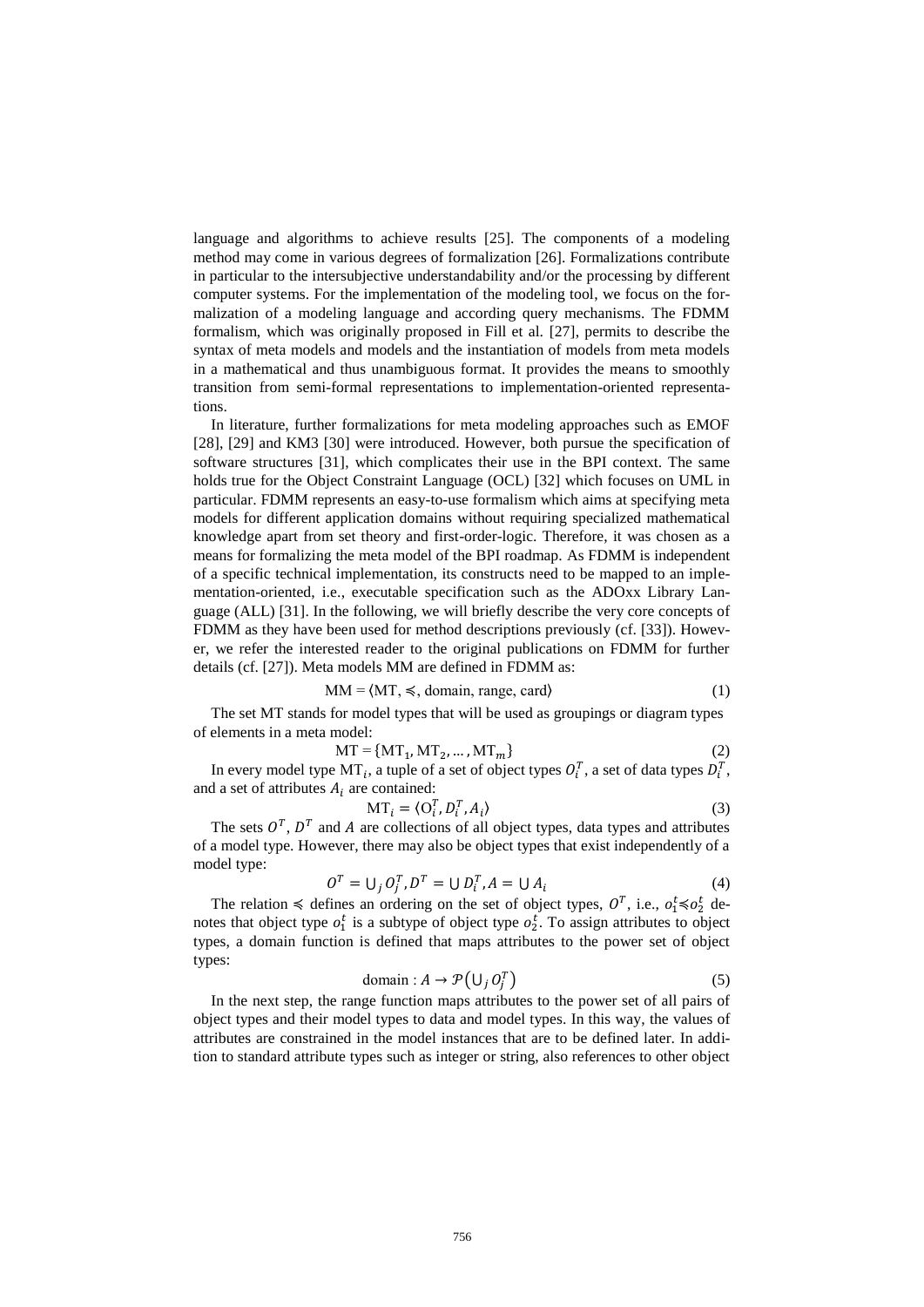language and algorithms to achieve results [25]. The components of a modeling method may come in various degrees of formalization [26]. Formalizations contribute in particular to the intersubjective understandability and/or the processing by different computer systems. For the implementation of the modeling tool, we focus on the formalization of a modeling language and according query mechanisms. The FDMM formalism, which was originally proposed in Fill et al. [27], permits to describe the syntax of meta models and models and the instantiation of models from meta models in a mathematical and thus unambiguous format. It provides the means to smoothly transition from semi-formal representations to implementation-oriented representations.

In literature, further formalizations for meta modeling approaches such as EMOF [28], [29] and KM3 [30] were introduced. However, both pursue the specification of software structures [31], which complicates their use in the BPI context. The same holds true for the Object Constraint Language (OCL) [32] which focuses on UML in particular. FDMM represents an easy-to-use formalism which aims at specifying meta models for different application domains without requiring specialized mathematical knowledge apart from set theory and first-order-logic. Therefore, it was chosen as a means for formalizing the meta model of the BPI roadmap. As FDMM is independent of a specific technical implementation, its constructs need to be mapped to an implementation-oriented, i.e., executable specification such as the ADOxx Library Language (ALL) [31]. In the following, we will briefly describe the very core concepts of FDMM as they have been used for method descriptions previously (cf. [33]). However, we refer the interested reader to the original publications on FDMM for further details (cf. [27]). Meta models MM are defined in FDMM as:

$$\mathrm{MM} = \langle \mathrm{MT}, \preccurlyeq, \mathrm{domain}, \mathrm{range}, \mathrm{card} \rangle \tag{1}$$

The set MT stands for model types that will be used as groupings or diagram types of elements in a meta model:

$$\mathrm{MT} = \{\mathrm{MT}_1, \mathrm{MT}_2, \ldots, \mathrm{MT}_m\} \tag{2}$$

In every model type $\mathrm{MT}_i$, a tuple of a set of object types $O_i^T$, a set of data types $D_i^T$, and a set of attributes $A_i$ are contained:

$$\mathrm{MT}_i = \langle \mathrm{O}_i^T, D_i^T, A_i \rangle \tag{3}$$

The sets $O^T$, $D^T$ and $A$ are collections of all object types, data types and attributes of a model type. However, there may also be object types that exist independently of a model type:

$$O^T = \bigcup_j O_j^T, D^T = \bigcup D_i^T, A = \bigcup A_i \tag{4}$$

The relation $\preccurlyeq$ defines an ordering on the set of object types, $O^T$, i.e., $o_1^t \preccurlyeq o_2^t$ denotes that object type $o_1^t$ is a subtype of object type $o_2^t$. To assign attributes to object types, a domain function is defined that maps attributes to the power set of object types:

$$\mathrm{domain} : A \rightarrow \mathcal{P}\left(\bigcup_j O_j^T\right) \tag{5}$$

In the next step, the range function maps attributes to the power set of all pairs of object types and their model types to data and model types. In this way, the values of attributes are constrained in the model instances that are to be defined later. In addition to standard attribute types such as integer or string, also references to other object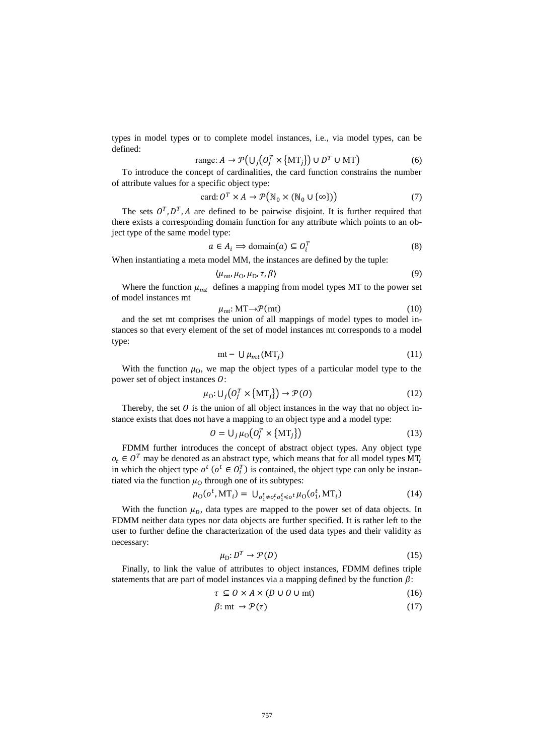types in model types or to complete model instances, i.e., via model types, can be defined:

$$\text{range}: A \rightarrow \mathcal{P}\left(\bigcup_j \left(O_j^T \times \{\text{MT}_j\}\right) \cup D^T \cup \text{MT}\right) \tag{6}$$

To introduce the concept of cardinalities, the card function constrains the number of attribute values for a specific object type:

$$\text{card}: O^T \times A \rightarrow \mathcal{P}\left(\mathbb{N}_0 \times (\mathbb{N}_0 \cup \{\infty\})\right) \tag{7}$$

The sets $O^T, D^T, A$ are defined to be pairwise disjoint. It is further required that there exists a corresponding domain function for any attribute which points to an object type of the same model type:

$$a \in A_i \Longrightarrow \text{domain}(a) \subseteq O_i^T \tag{8}$$

When instantiating a meta model MM, the instances are defined by the tuple:

$$\langle \mu_{\text{mt}}, \mu_{\text{O}}, \mu_{\text{D}}, \tau, \beta \rangle \tag{9}$$

Where the function $\mu_{mt}$ defines a mapping from model types MT to the power set of model instances mt

$$\mu_{\text{mt}}: \text{MT} \rightarrow \mathcal{P}(\text{mt}) \tag{10}$$

and the set mt comprises the union of all mappings of model types to model instances so that every element of the set of model instances mt corresponds to a model type:

$$\text{mt} = \bigcup \mu_{mt}(\text{MT}_j) \tag{11}$$

With the function $\mu_{\text{O}}$, we map the object types of a particular model type to the power set of object instances $O$:

$$\mu_{\text{O}}: \bigcup_j \left(O_j^T \times \{\text{MT}_j\}\right) \rightarrow \mathcal{P}(O) \tag{12}$$

Thereby, the set $O$ is the union of all object instances in the way that no object instance exists that does not have a mapping to an object type and a model type:

$$O = \bigcup_j \mu_{\text{O}}\left(O_j^T \times \{\text{MT}_j\}\right) \tag{13}$$

FDMM further introduces the concept of abstract object types. Any object type $o_t \in O^T$ may be denoted as an abstract type, which means that for all model types $\text{MT}_i$ in which the object type $o^t$ ($o^t \in O_i^T$) is contained, the object type can only be instantiated via the function $\mu_{\text{O}}$ through one of its subtypes:

$$\mu_{\text{O}}(o^t, \text{MT}_i) = \bigcup_{o_1^t \neq o^t, o_1^t \preccurlyeq o^t} \mu_{\text{O}}(o_1^t, \text{MT}_i) \tag{14}$$

With the function $\mu_D$, data types are mapped to the power set of data objects. In FDMM neither data types nor data objects are further specified. It is rather left to the user to further define the characterization of the used data types and their validity as necessary:

$$\mu_{\text{D}}: D^T \rightarrow \mathcal{P}(D) \tag{15}$$

Finally, to link the value of attributes to object instances, FDMM defines triple statements that are part of model instances via a mapping defined by the function $\beta$:

$$\tau \subseteq O \times A \times (D \cup O \cup \text{mt}) \tag{16}$$

$$\beta: \text{mt} \rightarrow \mathcal{P}(\tau) \tag{17}$$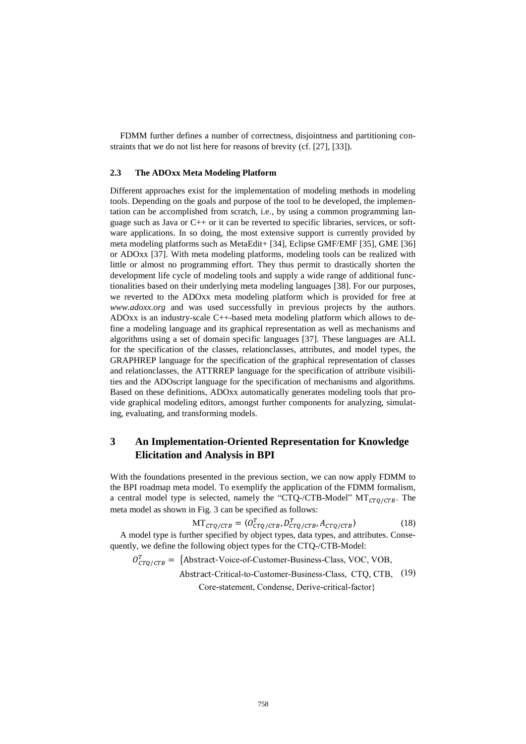FDMM further defines a number of correctness, disjointness and partitioning constraints that we do not list here for reasons of brevity (cf. [27], [33]).

### 2.3 The ADOxx Meta Modeling Platform

Different approaches exist for the implementation of modeling methods in modeling tools. Depending on the goals and purpose of the tool to be developed, the implementation can be accomplished from scratch, i.e., by using a common programming language such as Java or C++ or it can be reverted to specific libraries, services, or software applications. In so doing, the most extensive support is currently provided by meta modeling platforms such as MetaEdit+ [34], Eclipse GMF/EMF [35], GME [36] or ADOxx [37]. With meta modeling platforms, modeling tools can be realized with little or almost no programming effort. They thus permit to drastically shorten the development life cycle of modeling tools and supply a wide range of additional functionalities based on their underlying meta modeling languages [38]. For our purposes, we reverted to the ADOxx meta modeling platform which is provided for free at *www.adoxx.org* and was used successfully in previous projects by the authors. ADOxx is an industry-scale C++-based meta modeling platform which allows to define a modeling language and its graphical representation as well as mechanisms and algorithms using a set of domain specific languages [37]. These languages are ALL for the specification of the classes, relationclasses, attributes, and model types, the GRAPHREP language for the specification of the graphical representation of classes and relationclasses, the ATTRREP language for the specification of attribute visibilities and the ADOscript language for the specification of mechanisms and algorithms. Based on these definitions, ADOxx automatically generates modeling tools that provide graphical modeling editors, amongst further components for analyzing, simulating, evaluating, and transforming models.

## 3 An Implementation-Oriented Representation for Knowledge Elicitation and Analysis in BPI

With the foundations presented in the previous section, we can now apply FDMM to the BPI roadmap meta model. To exemplify the application of the FDMM formalism, a central model type is selected, namely the "CTQ-/CTB-Model" $\mathrm{MT}_{CTQ/CTB}$. The meta model as shown in Fig. 3 can be specified as follows:

$$\mathrm{MT}_{CTQ/CTB} = \langle O^T_{CTQ/CTB}, D^T_{CTQ/CTB}, A_{CTQ/CTB} \rangle \tag{18}$$

A model type is further specified by object types, data types, and attributes. Consequently, we define the following object types for the CTQ-/CTB-Model:

$$O^T_{CTQ/CTB} = \{\text{Abstract-Voice-of-Customer-Business-Class, VOC, VOB, Abstract-Critical-to-Customer-Business-Class, CTQ, CTB, Core-statement, Condense, Derive-critical-factor}\} \tag{19}$$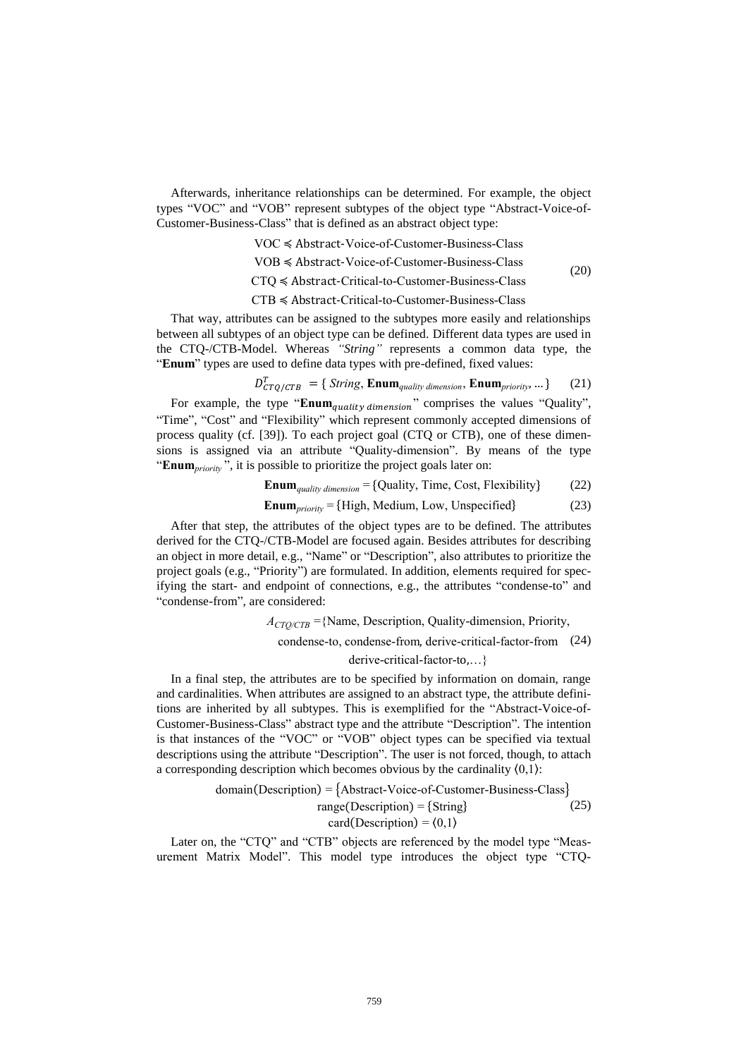Afterwards, inheritance relationships can be determined. For example, the object types "VOC" and "VOB" represent subtypes of the object type "Abstract-Voice-of-Customer-Business-Class" that is defined as an abstract object type:

$$\begin{aligned}
&\text{VOC} \preccurlyeq \text{Abstract-Voice-of-Customer-Business-Class}\\
&\text{VOB} \preccurlyeq \text{Abstract-Voice-of-Customer-Business-Class}\\
&\text{CTQ} \preccurlyeq \text{Abstract-Critical-to-Customer-Business-Class}\\
&\text{CTB} \preccurlyeq \text{Abstract-Critical-to-Customer-Business-Class}
\end{aligned} \tag{20}$$

That way, attributes can be assigned to the subtypes more easily and relationships between all subtypes of an object type can be defined. Different data types are used in the CTQ-/CTB-Model. Whereas *"String"* represents a common data type, the "**Enum**" types are used to define data types with pre-defined, fixed values:

$$D^{T}_{CTQ/CTB} = \{\, String,\ \mathbf{Enum}_{quality\ dimension},\ \mathbf{Enum}_{priority},\ \ldots\} \tag{21}$$

For example, the type "$\mathbf{Enum}_{quality\ dimension}$" comprises the values "Quality", "Time", "Cost" and "Flexibility" which represent commonly accepted dimensions of process quality (cf. [39]). To each project goal (CTQ or CTB), one of these dimensions is assigned via an attribute "Quality-dimension". By means of the type "$\mathbf{Enum}_{priority}$", it is possible to prioritize the project goals later on:

$$\mathbf{Enum}_{quality\ dimension} = \{\text{Quality, Time, Cost, Flexibility}\} \tag{22}$$

$$\mathbf{Enum}_{priority} = \{\text{High, Medium, Low, Unspecified}\} \tag{23}$$

After that step, the attributes of the object types are to be defined. The attributes derived for the CTQ-/CTB-Model are focused again. Besides attributes for describing an object in more detail, e.g., "Name" or "Description", also attributes to prioritize the project goals (e.g., "Priority") are formulated. In addition, elements required for specifying the start- and endpoint of connections, e.g., the attributes "condense-to" and "condense-from", are considered:

$$\begin{aligned}
A_{CTQ/CTB} = \{&\text{Name, Description, Quality-dimension, Priority,}\\
&\text{condense-to, condense-from, derive-critical-factor-from}\\
&\text{derive-critical-factor-to,}\ldots\}
\end{aligned} \tag{24}$$

In a final step, the attributes are to be specified by information on domain, range and cardinalities. When attributes are assigned to an abstract type, the attribute definitions are inherited by all subtypes. This is exemplified for the "Abstract-Voice-of-Customer-Business-Class" abstract type and the attribute "Description". The intention is that instances of the "VOC" or "VOB" object types can be specified via textual descriptions using the attribute "Description". The user is not forced, though, to attach a corresponding description which becomes obvious by the cardinality $\langle 0,1 \rangle$:

$$\begin{aligned}
\text{domain(Description)} &= \{\text{Abstract-Voice-of-Customer-Business-Class}\}\\
\text{range(Description)} &= \{\text{String}\}\\
\text{card(Description)} &= \langle 0,1 \rangle
\end{aligned} \tag{25}$$

Later on, the "CTQ" and "CTB" objects are referenced by the model type "Measurement Matrix Model". This model type introduces the object type "CTQ-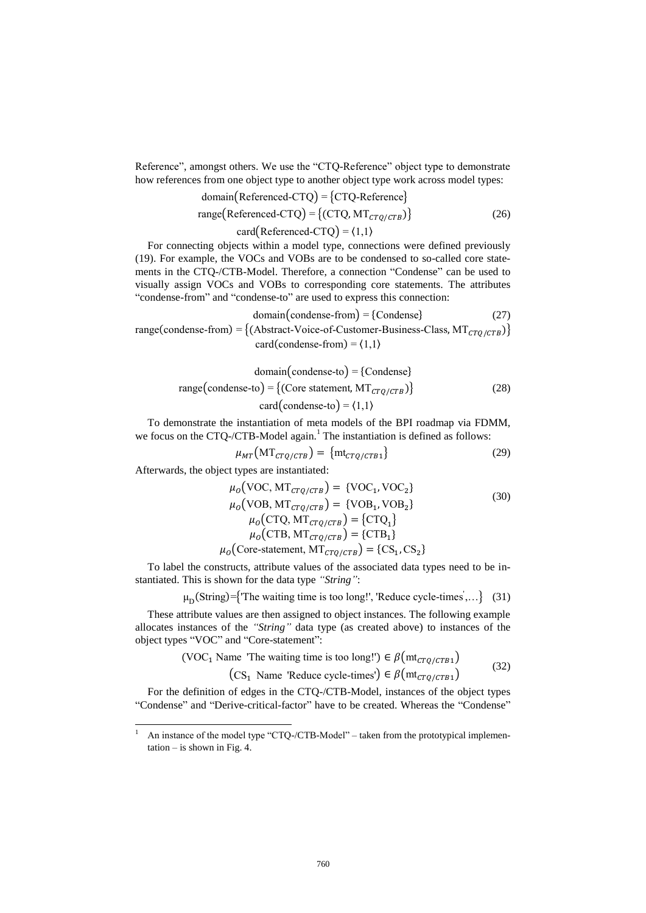Reference", amongst others. We use the "CTQ-Reference" object type to demonstrate how references from one object type to another object type work across model types:

$$\begin{gathered}\text{domain}(\text{Referenced-CTQ}) = \{\text{CTQ-Reference}\} \\ \text{range}(\text{Referenced-CTQ}) = \{(\text{CTQ}, \text{MT}_{CTQ/CTB})\} \\ \text{card}(\text{Referenced-CTQ}) = \langle 1,1 \rangle\end{gathered} \tag{26}$$

For connecting objects within a model type, connections were defined previously (19). For example, the VOCs and VOBs are to be condensed to so-called core statements in the CTQ-/CTB-Model. Therefore, a connection "Condense" can be used to visually assign VOCs and VOBs to corresponding core statements. The attributes "condense-from" and "condense-to" are used to express this connection:

$$\begin{gathered}\text{domain}(\text{condense-from}) = \{\text{Condense}\} \\ \text{range}(\text{condense-from}) = \{(\text{Abstract-Voice-of-Customer-Business-Class}, \text{MT}_{CTQ/CTB})\} \\ \text{card}(\text{condense-from}) = \langle 1,1 \rangle\end{gathered} \tag{27}$$

$$\begin{gathered}\text{domain}(\text{condense-to}) = \{\text{Condense}\} \\ \text{range}(\text{condense-to}) = \{(\text{Core statement}, \text{MT}_{CTQ/CTB})\} \\ \text{card}(\text{condense-to}) = \langle 1,1 \rangle\end{gathered} \tag{28}$$

To demonstrate the instantiation of meta models of the BPI roadmap via FDMM, we focus on the CTQ-/CTB-Model again.[1] The instantiation is defined as follows:

$$\mu_{MT}(\text{MT}_{CTQ/CTB}) = \{\text{mt}_{CTQ/CTB1}\} \tag{29}$$

Afterwards, the object types are instantiated:

$$\begin{gathered}\mu_O(\text{VOC}, \text{MT}_{CTQ/CTB}) = \{\text{VOC}_1, \text{VOC}_2\} \\ \mu_O(\text{VOB}, \text{MT}_{CTQ/CTB}) = \{\text{VOB}_1, \text{VOB}_2\} \\ \mu_O(\text{CTQ}, \text{MT}_{CTQ/CTB}) = \{\text{CTQ}_1\} \\ \mu_O(\text{CTB}, \text{MT}_{CTQ/CTB}) = \{\text{CTB}_1\} \\ \mu_O(\text{Core-statement}, \text{MT}_{CTQ/CTB}) = \{\text{CS}_1, \text{CS}_2\}\end{gathered} \tag{30}$$

To label the constructs, attribute values of the associated data types need to be instantiated. This is shown for the data type *"String"*:

$$\mu_D(\text{String}) = \{\text{'The waiting time is too long!'}, \text{'Reduce cycle-times'}, \ldots\} \tag{31}$$

These attribute values are then assigned to object instances. The following example allocates instances of the *"String"* data type (as created above) to instances of the object types "VOC" and "Core-statement":

$$\begin{gathered}(\text{VOC}_1 \text{ Name 'The waiting time is too long!'}) \in \beta(\text{mt}_{CTQ/CTB1}) \\ (\text{CS}_1 \text{ Name 'Reduce cycle-times'}) \in \beta(\text{mt}_{CTQ/CTB1})\end{gathered} \tag{32}$$

For the definition of edges in the CTQ-/CTB-Model, instances of the object types "Condense" and "Derive-critical-factor" have to be created. Whereas the "Condense"

[1] An instance of the model type "CTQ-/CTB-Model" – taken from the prototypical implementation – is shown in Fig. 4.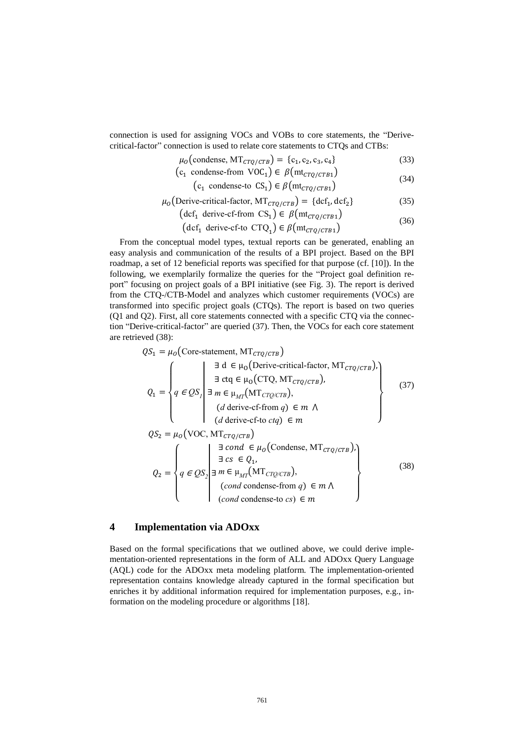connection is used for assigning VOCs and VOBs to core statements, the "Derive-critical-factor" connection is used to relate core statements to CTQs and CTBs:

$$\mu_O\big(\text{condense}, \text{MT}_{CTQ/CTB}\big) = \{\text{c}_1, \text{c}_2, \text{c}_3, \text{c}_4\} \tag{33}$$

$$\begin{gathered}\big(\text{c}_1 \ \text{ condense-from } \ \text{VOC}_1\big) \in \beta\big(\text{mt}_{CTQ/CTB1}\big) \\ \big(\text{c}_1 \ \text{ condense-to } \ \text{CS}_1\big) \in \beta\big(\text{mt}_{CTQ/CTB1}\big)\end{gathered} \tag{34}$$

$$\mu_O\big(\text{Derive-critical-factor}, \text{MT}_{CTQ/CTB}\big) = \{\text{dcf}_1, \text{dcf}_2\} \tag{35}$$

$$\begin{gathered}\big(\text{dcf}_1 \ \text{ derive-cf-from } \ \text{CS}_1\big) \in \beta\big(\text{mt}_{CTQ/CTB1}\big) \\ \big(\text{dcf}_1 \ \text{ derive-cf-to } \ \text{CTQ}_1\big) \in \beta\big(\text{mt}_{CTQ/CTB1}\big)\end{gathered} \tag{36}$$

From the conceptual model types, textual reports can be generated, enabling an easy analysis and communication of the results of a BPI project. Based on the BPI roadmap, a set of 12 beneficial reports was specified for that purpose (cf. [10]). In the following, we exemplarily formalize the queries for the "Project goal definition report" focusing on project goals of a BPI initiative (see Fig. 3). The report is derived from the CTQ-/CTB-Model and analyzes which customer requirements (VOCs) are transformed into specific project goals (CTQs). The report is based on two queries (Q1 and Q2). First, all core statements connected with a specific CTQ via the connection "Derive-critical-factor" are queried (37). Then, the VOCs for each core statement are retrieved (38):

$$\begin{gathered} QS_1 = \mu_O\big(\text{Core-statement}, \text{MT}_{CTQ/CTB}\big) \\ Q_1 = \left\{ q \in QS_1 \;\middle|\; \begin{array}{l} \exists\ \text{d} \in \mu_O\big(\text{Derive-critical-factor}, \text{MT}_{CTQ/CTB}\big), \\ \exists\ \text{ctq} \in \mu_O\big(\text{CTQ}, \text{MT}_{CTQ/CTB}\big), \\ \exists\ m \in \mu_{MT}\big(\text{MT}_{CTQ/CTB}\big), \\ (d \text{ derive-cf-from } q) \in m \ \wedge \\ (d \text{ derive-cf-to } ctq) \in m \end{array} \right\} \end{gathered} \tag{37}$$

$$\begin{gathered} QS_2 = \mu_O\big(\text{VOC}, \text{MT}_{CTQ/CTB}\big) \\ Q_2 = \left\{ q \in QS_2 \;\middle|\; \begin{array}{l} \exists\ cond \in \mu_O\big(\text{Condense}, \text{MT}_{CTQ/CTB}\big), \\ \exists\ cs \in Q_1, \\ \exists\ m \in \mu_{MT}\big(\text{MT}_{CTQ/CTB}\big), \\ (cond \text{ condense-from } q) \in m \ \wedge \\ (cond \text{ condense-to } cs) \in m \end{array} \right\} \end{gathered} \tag{38}$$

## 4 Implementation via ADOxx

Based on the formal specifications that we outlined above, we could derive implementation-oriented representations in the form of ALL and ADOxx Query Language (AQL) code for the ADOxx meta modeling platform. The implementation-oriented representation contains knowledge already captured in the formal specification but enriches it by additional information required for implementation purposes, e.g., information on the modeling procedure or algorithms [18].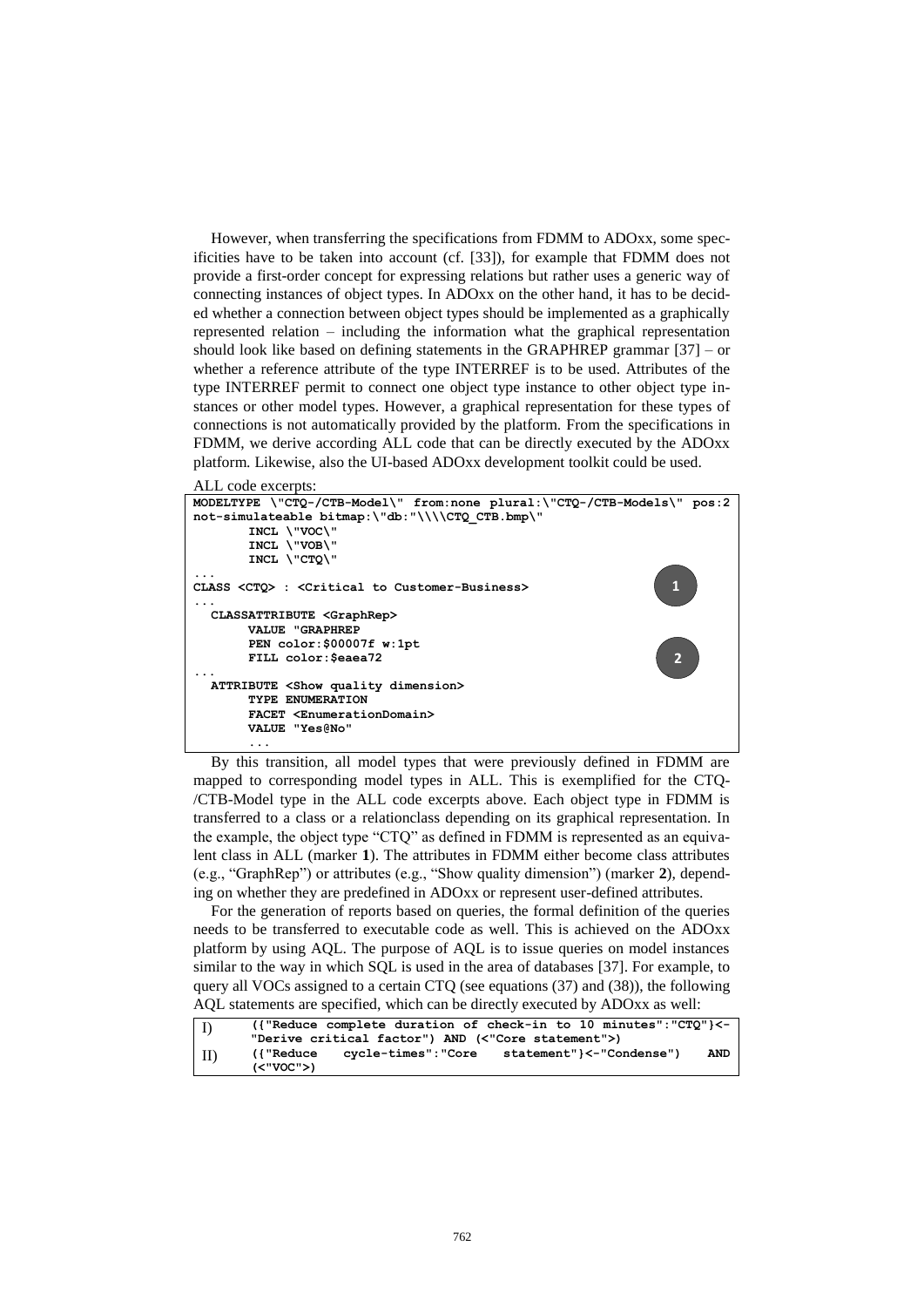However, when transferring the specifications from FDMM to ADOxx, some specificities have to be taken into account (cf. [33]), for example that FDMM does not provide a first-order concept for expressing relations but rather uses a generic way of connecting instances of object types. In ADOxx on the other hand, it has to be decided whether a connection between object types should be implemented as a graphically represented relation – including the information what the graphical representation should look like based on defining statements in the GRAPHREP grammar [37] – or whether a reference attribute of the type INTERREF is to be used. Attributes of the type INTERREF permit to connect one object type instance to other object type instances or other model types. However, a graphical representation for these types of connections is not automatically provided by the platform. From the specifications in FDMM, we derive according ALL code that can be directly executed by the ADOxx platform. Likewise, also the UI-based ADOxx development toolkit could be used.

ALL code excerpts:

```
MODELTYPE \"CTQ-/CTB-Model\" from:none plural:\"CTQ-/CTB-Models\" pos:2
not-simulateable bitmap:\"db:"\\\\CTQ_CTB.bmp\"
        INCL \"VOC\"
        INCL \"VOB\"
        INCL \"CTQ\"
...
CLASS <CTQ> : <Critical to Customer-Business>                          (1)
...
  CLASSATTRIBUTE <GraphRep>
        VALUE "GRAPHREP
        PEN color:$00007f w:1pt
        FILL color:$eaea72                                             (2)
...
  ATTRIBUTE <Show quality dimension>
        TYPE ENUMERATION
        FACET <EnumerationDomain>
        VALUE "Yes@No"
        ...
```

By this transition, all model types that were previously defined in FDMM are mapped to corresponding model types in ALL. This is exemplified for the CTQ-/CTB-Model type in the ALL code excerpts above. Each object type in FDMM is transferred to a class or a relationclass depending on its graphical representation. In the example, the object type "CTQ" as defined in FDMM is represented as an equivalent class in ALL (marker **1**). The attributes in FDMM either become class attributes (e.g., "GraphRep") or attributes (e.g., "Show quality dimension") (marker **2**), depending on whether they are predefined in ADOxx or represent user-defined attributes.

For the generation of reports based on queries, the formal definition of the queries needs to be transferred to executable code as well. This is achieved on the ADOxx platform by using AQL. The purpose of AQL is to issue queries on model instances similar to the way in which SQL is used in the area of databases [37]. For example, to query all VOCs assigned to a certain CTQ (see equations (37) and (38)), the following AQL statements are specified, which can be directly executed by ADOxx as well:

```
I)   ({"Reduce complete duration of check-in to 10 minutes":"CTQ"}<-
     "Derive critical factor") AND (<"Core statement">)
II)  ({"Reduce cycle-times":"Core statement"}<-"Condense") AND
     (<"VOC">)
```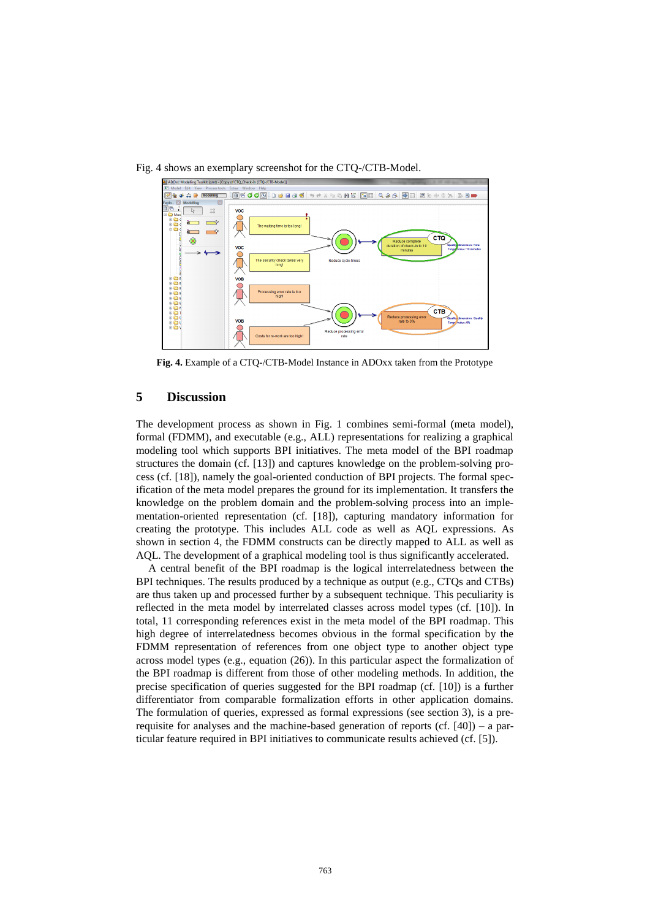Fig. 4 shows an exemplary screenshot for the CTQ-/CTB-Model.

**Fig. 4.** Example of a CTQ-/CTB-Model Instance in ADOxx taken from the Prototype

## 5 Discussion

The development process as shown in Fig. 1 combines semi-formal (meta model), formal (FDMM), and executable (e.g., ALL) representations for realizing a graphical modeling tool which supports BPI initiatives. The meta model of the BPI roadmap structures the domain (cf. [13]) and captures knowledge on the problem-solving process (cf. [18]), namely the goal-oriented conduction of BPI projects. The formal specification of the meta model prepares the ground for its implementation. It transfers the knowledge on the problem domain and the problem-solving process into an implementation-oriented representation (cf. [18]), capturing mandatory information for creating the prototype. This includes ALL code as well as AQL expressions. As shown in section 4, the FDMM constructs can be directly mapped to ALL as well as AQL. The development of a graphical modeling tool is thus significantly accelerated.

A central benefit of the BPI roadmap is the logical interrelatedness between the BPI techniques. The results produced by a technique as output (e.g., CTQs and CTBs) are thus taken up and processed further by a subsequent technique. This peculiarity is reflected in the meta model by interrelated classes across model types (cf. [10]). In total, 11 corresponding references exist in the meta model of the BPI roadmap. This high degree of interrelatedness becomes obvious in the formal specification by the FDMM representation of references from one object type to another object type across model types (e.g., equation (26)). In this particular aspect the formalization of the BPI roadmap is different from those of other modeling methods. In addition, the precise specification of queries suggested for the BPI roadmap (cf. [10]) is a further differentiator from comparable formalization efforts in other application domains. The formulation of queries, expressed as formal expressions (see section 3), is a prerequisite for analyses and the machine-based generation of reports (cf. [40]) – a particular feature required in BPI initiatives to communicate results achieved (cf. [5]).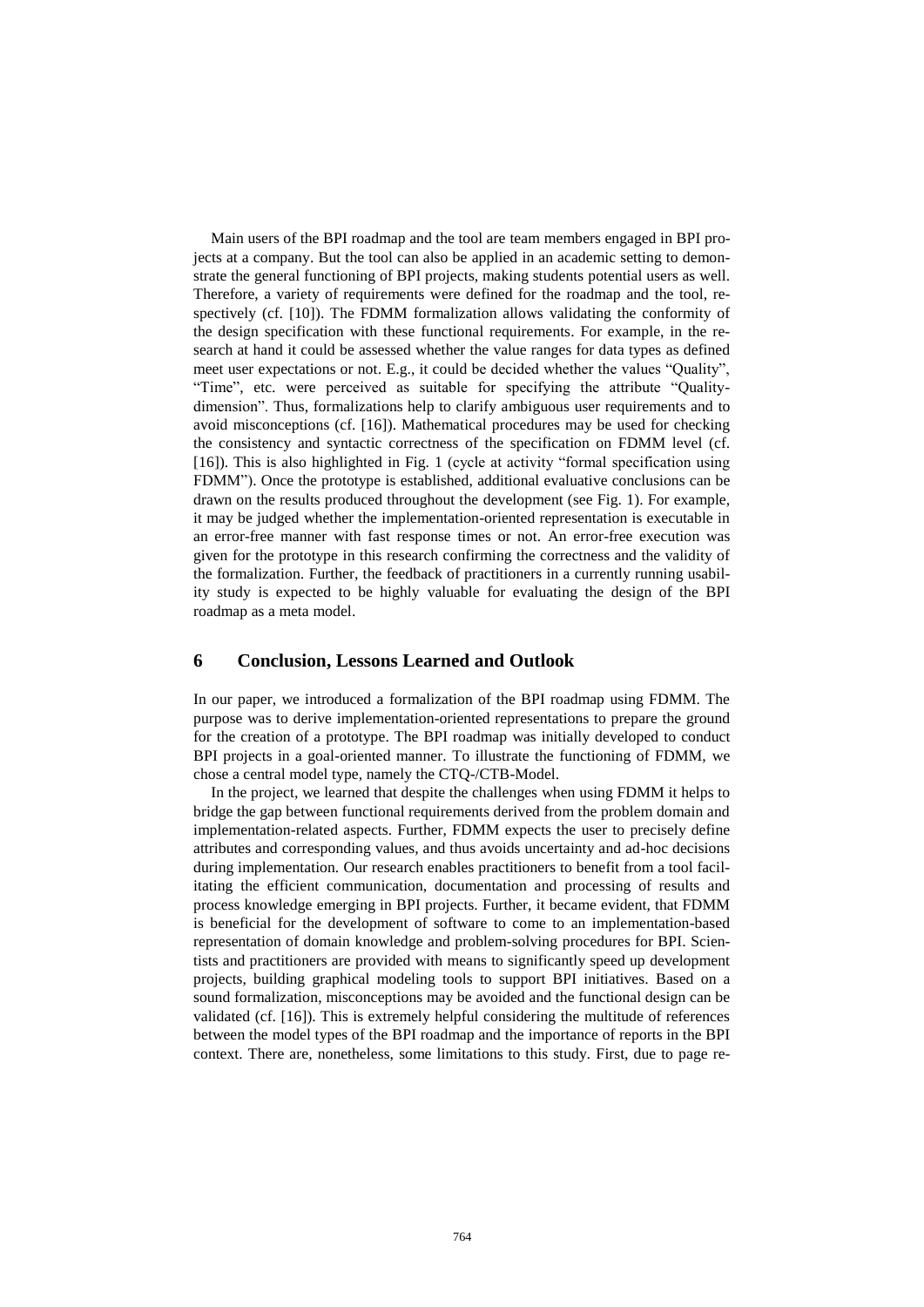Main users of the BPI roadmap and the tool are team members engaged in BPI projects at a company. But the tool can also be applied in an academic setting to demonstrate the general functioning of BPI projects, making students potential users as well. Therefore, a variety of requirements were defined for the roadmap and the tool, respectively (cf. [10]). The FDMM formalization allows validating the conformity of the design specification with these functional requirements. For example, in the research at hand it could be assessed whether the value ranges for data types as defined meet user expectations or not. E.g., it could be decided whether the values "Quality", "Time", etc. were perceived as suitable for specifying the attribute "Quality-dimension". Thus, formalizations help to clarify ambiguous user requirements and to avoid misconceptions (cf. [16]). Mathematical procedures may be used for checking the consistency and syntactic correctness of the specification on FDMM level (cf. [16]). This is also highlighted in Fig. 1 (cycle at activity "formal specification using FDMM"). Once the prototype is established, additional evaluative conclusions can be drawn on the results produced throughout the development (see Fig. 1). For example, it may be judged whether the implementation-oriented representation is executable in an error-free manner with fast response times or not. An error-free execution was given for the prototype in this research confirming the correctness and the validity of the formalization. Further, the feedback of practitioners in a currently running usability study is expected to be highly valuable for evaluating the design of the BPI roadmap as a meta model.

## 6 Conclusion, Lessons Learned and Outlook

In our paper, we introduced a formalization of the BPI roadmap using FDMM. The purpose was to derive implementation-oriented representations to prepare the ground for the creation of a prototype. The BPI roadmap was initially developed to conduct BPI projects in a goal-oriented manner. To illustrate the functioning of FDMM, we chose a central model type, namely the CTQ-/CTB-Model.

In the project, we learned that despite the challenges when using FDMM it helps to bridge the gap between functional requirements derived from the problem domain and implementation-related aspects. Further, FDMM expects the user to precisely define attributes and corresponding values, and thus avoids uncertainty and ad-hoc decisions during implementation. Our research enables practitioners to benefit from a tool facilitating the efficient communication, documentation and processing of results and process knowledge emerging in BPI projects. Further, it became evident, that FDMM is beneficial for the development of software to come to an implementation-based representation of domain knowledge and problem-solving procedures for BPI. Scientists and practitioners are provided with means to significantly speed up development projects, building graphical modeling tools to support BPI initiatives. Based on a sound formalization, misconceptions may be avoided and the functional design can be validated (cf. [16]). This is extremely helpful considering the multitude of references between the model types of the BPI roadmap and the importance of reports in the BPI context. There are, nonetheless, some limitations to this study. First, due to page re-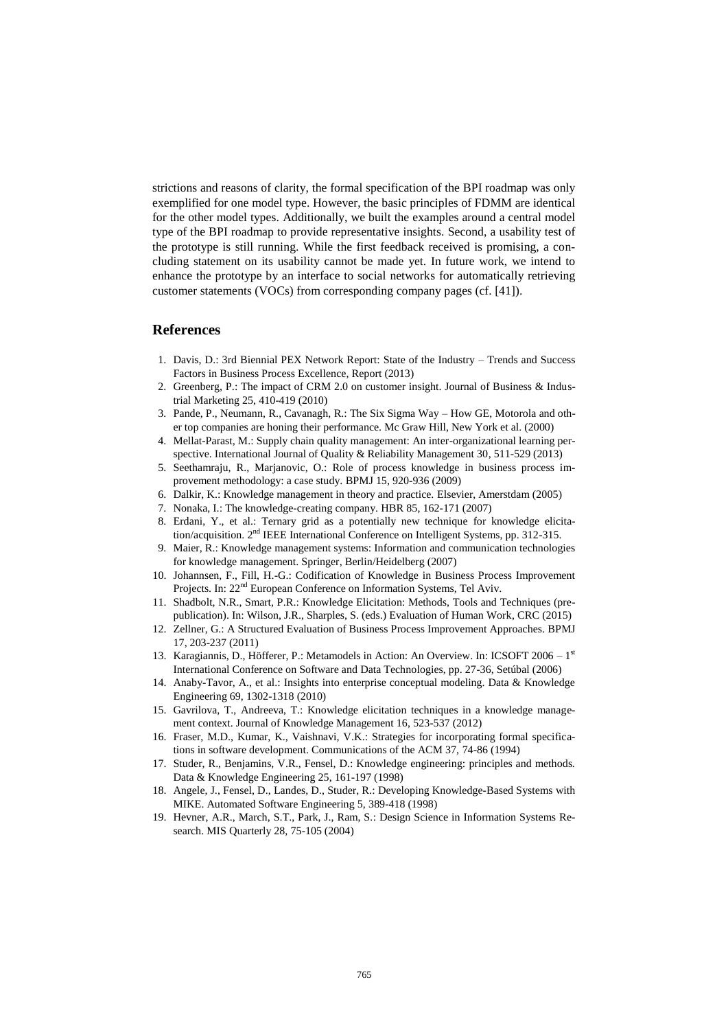strictions and reasons of clarity, the formal specification of the BPI roadmap was only exemplified for one model type. However, the basic principles of FDMM are identical for the other model types. Additionally, we built the examples around a central model type of the BPI roadmap to provide representative insights. Second, a usability test of the prototype is still running. While the first feedback received is promising, a concluding statement on its usability cannot be made yet. In future work, we intend to enhance the prototype by an interface to social networks for automatically retrieving customer statements (VOCs) from corresponding company pages (cf. [41]).

## References

1. Davis, D.: 3rd Biennial PEX Network Report: State of the Industry – Trends and Success Factors in Business Process Excellence, Report (2013)
2. Greenberg, P.: The impact of CRM 2.0 on customer insight. Journal of Business & Industrial Marketing 25, 410-419 (2010)
3. Pande, P., Neumann, R., Cavanagh, R.: The Six Sigma Way – How GE, Motorola and other top companies are honing their performance. Mc Graw Hill, New York et al. (2000)
4. Mellat-Parast, M.: Supply chain quality management: An inter-organizational learning perspective. International Journal of Quality & Reliability Management 30, 511-529 (2013)
5. Seethamraju, R., Marjanovic, O.: Role of process knowledge in business process improvement methodology: a case study. BPMJ 15, 920-936 (2009)
6. Dalkir, K.: Knowledge management in theory and practice. Elsevier, Amerstdam (2005)
7. Nonaka, I.: The knowledge-creating company. HBR 85, 162-171 (2007)
8. Erdani, Y., et al.: Ternary grid as a potentially new technique for knowledge elicitation/acquisition. 2nd IEEE International Conference on Intelligent Systems, pp. 312-315.
9. Maier, R.: Knowledge management systems: Information and communication technologies for knowledge management. Springer, Berlin/Heidelberg (2007)
10. Johannsen, F., Fill, H.-G.: Codification of Knowledge in Business Process Improvement Projects. In: 22nd European Conference on Information Systems, Tel Aviv.
11. Shadbolt, N.R., Smart, P.R.: Knowledge Elicitation: Methods, Tools and Techniques (prepublication). In: Wilson, J.R., Sharples, S. (eds.) Evaluation of Human Work, CRC (2015)
12. Zellner, G.: A Structured Evaluation of Business Process Improvement Approaches. BPMJ 17, 203-237 (2011)
13. Karagiannis, D., Höfferer, P.: Metamodels in Action: An Overview. In: ICSOFT 2006 – 1st International Conference on Software and Data Technologies, pp. 27-36, Setúbal (2006)
14. Anaby-Tavor, A., et al.: Insights into enterprise conceptual modeling. Data & Knowledge Engineering 69, 1302-1318 (2010)
15. Gavrilova, T., Andreeva, T.: Knowledge elicitation techniques in a knowledge management context. Journal of Knowledge Management 16, 523-537 (2012)
16. Fraser, M.D., Kumar, K., Vaishnavi, V.K.: Strategies for incorporating formal specifications in software development. Communications of the ACM 37, 74-86 (1994)
17. Studer, R., Benjamins, V.R., Fensel, D.: Knowledge engineering: principles and methods. Data & Knowledge Engineering 25, 161-197 (1998)
18. Angele, J., Fensel, D., Landes, D., Studer, R.: Developing Knowledge-Based Systems with MIKE. Automated Software Engineering 5, 389-418 (1998)
19. Hevner, A.R., March, S.T., Park, J., Ram, S.: Design Science in Information Systems Research. MIS Quarterly 28, 75-105 (2004)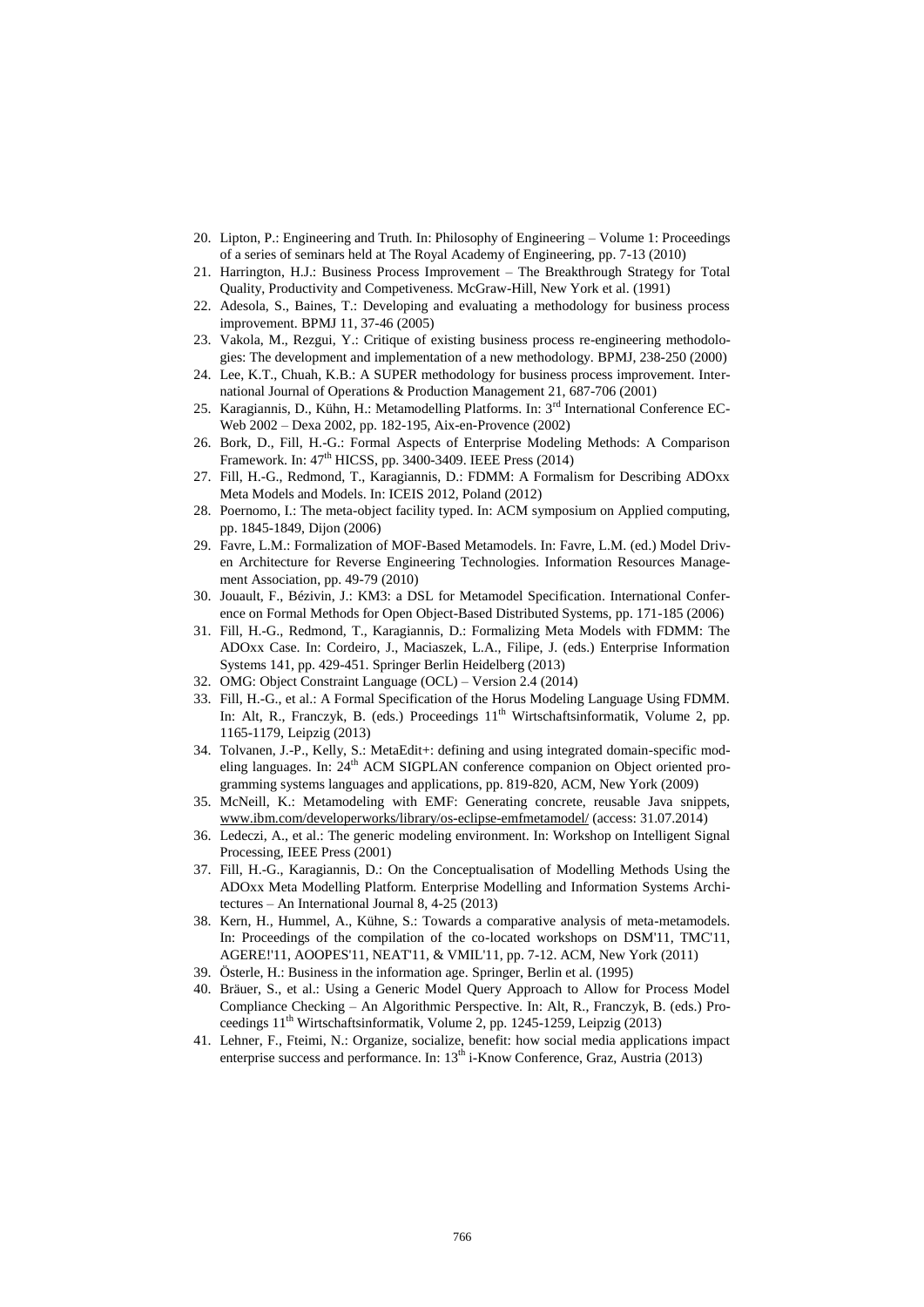20. Lipton, P.: Engineering and Truth. In: Philosophy of Engineering – Volume 1: Proceedings of a series of seminars held at The Royal Academy of Engineering, pp. 7-13 (2010)
21. Harrington, H.J.: Business Process Improvement – The Breakthrough Strategy for Total Quality, Productivity and Competiveness. McGraw-Hill, New York et al. (1991)
22. Adesola, S., Baines, T.: Developing and evaluating a methodology for business process improvement. BPMJ 11, 37-46 (2005)
23. Vakola, M., Rezgui, Y.: Critique of existing business process re-engineering methodologies: The development and implementation of a new methodology. BPMJ, 238-250 (2000)
24. Lee, K.T., Chuah, K.B.: A SUPER methodology for business process improvement. International Journal of Operations & Production Management 21, 687-706 (2001)
25. Karagiannis, D., Kühn, H.: Metamodelling Platforms. In: 3rd International Conference EC-Web 2002 – Dexa 2002, pp. 182-195, Aix-en-Provence (2002)
26. Bork, D., Fill, H.-G.: Formal Aspects of Enterprise Modeling Methods: A Comparison Framework. In: 47th HICSS, pp. 3400-3409. IEEE Press (2014)
27. Fill, H.-G., Redmond, T., Karagiannis, D.: FDMM: A Formalism for Describing ADOxx Meta Models and Models. In: ICEIS 2012, Poland (2012)
28. Poernomo, I.: The meta-object facility typed. In: ACM symposium on Applied computing, pp. 1845-1849, Dijon (2006)
29. Favre, L.M.: Formalization of MOF-Based Metamodels. In: Favre, L.M. (ed.) Model Driven Architecture for Reverse Engineering Technologies. Information Resources Management Association, pp. 49-79 (2010)
30. Jouault, F., Bézivin, J.: KM3: a DSL for Metamodel Specification. International Conference on Formal Methods for Open Object-Based Distributed Systems, pp. 171-185 (2006)
31. Fill, H.-G., Redmond, T., Karagiannis, D.: Formalizing Meta Models with FDMM: The ADOxx Case. In: Cordeiro, J., Maciaszek, L.A., Filipe, J. (eds.) Enterprise Information Systems 141, pp. 429-451. Springer Berlin Heidelberg (2013)
32. OMG: Object Constraint Language (OCL) – Version 2.4 (2014)
33. Fill, H.-G., et al.: A Formal Specification of the Horus Modeling Language Using FDMM. In: Alt, R., Franczyk, B. (eds.) Proceedings 11th Wirtschaftsinformatik, Volume 2, pp. 1165-1179, Leipzig (2013)
34. Tolvanen, J.-P., Kelly, S.: MetaEdit+: defining and using integrated domain-specific modeling languages. In: 24th ACM SIGPLAN conference companion on Object oriented programming systems languages and applications, pp. 819-820, ACM, New York (2009)
35. McNeill, K.: Metamodeling with EMF: Generating concrete, reusable Java snippets, www.ibm.com/developerworks/library/os-eclipse-emfmetamodel/ (access: 31.07.2014)
36. Ledeczi, A., et al.: The generic modeling environment. In: Workshop on Intelligent Signal Processing, IEEE Press (2001)
37. Fill, H.-G., Karagiannis, D.: On the Conceptualisation of Modelling Methods Using the ADOxx Meta Modelling Platform. Enterprise Modelling and Information Systems Architectures – An International Journal 8, 4-25 (2013)
38. Kern, H., Hummel, A., Kühne, S.: Towards a comparative analysis of meta-metamodels. In: Proceedings of the compilation of the co-located workshops on DSM'11, TMC'11, AGERE!'11, AOOPES'11, NEAT'11, & VMIL'11, pp. 7-12. ACM, New York (2011)
39. Österle, H.: Business in the information age. Springer, Berlin et al. (1995)
40. Bräuer, S., et al.: Using a Generic Model Query Approach to Allow for Process Model Compliance Checking – An Algorithmic Perspective. In: Alt, R., Franczyk, B. (eds.) Proceedings 11th Wirtschaftsinformatik, Volume 2, pp. 1245-1259, Leipzig (2013)
41. Lehner, F., Fteimi, N.: Organize, socialize, benefit: how social media applications impact enterprise success and performance. In: 13th i-Know Conference, Graz, Austria (2013)